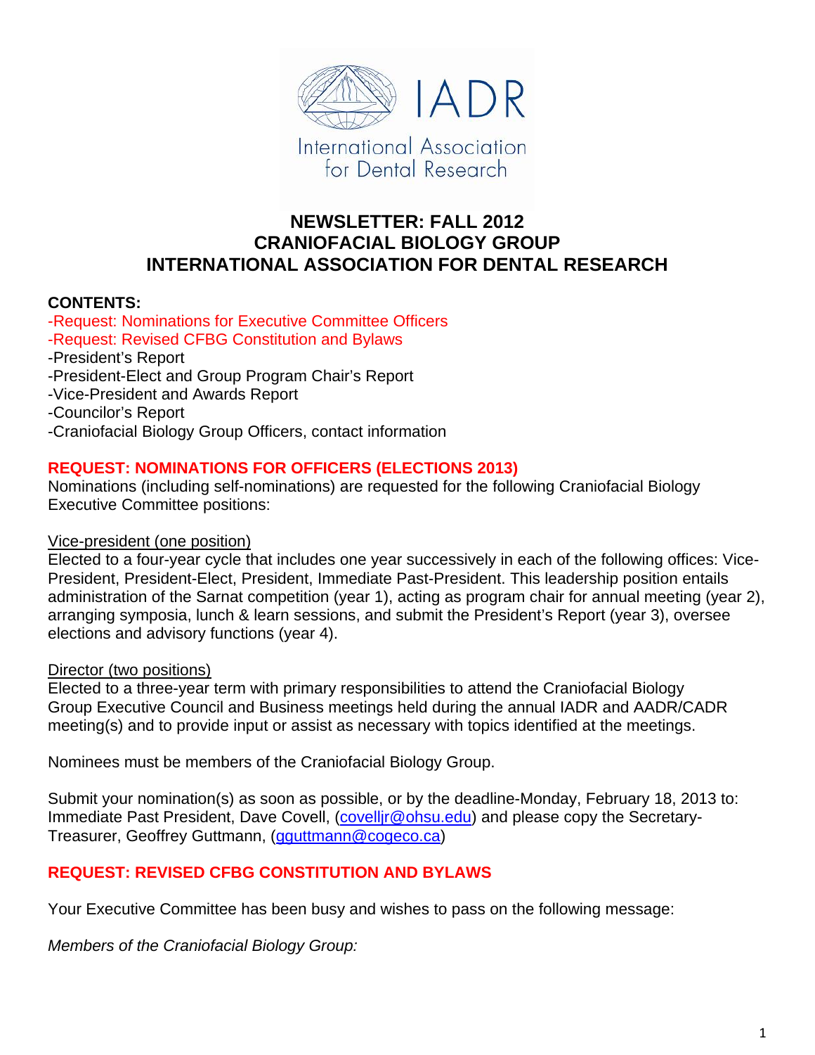IADR

International Association for Dental Research

# NEWSLETTER: FALL 2012
# CRANIOFACIAL BIOLOGY GROUP
# INTERNATIONAL ASSOCIATION FOR DENTAL RESEARCH

**CONTENTS:**

- Request: Nominations for Executive Committee Officers
- Request: Revised CFBG Constitution and Bylaws
- President's Report
- President-Elect and Group Program Chair's Report
- Vice-President and Awards Report
- Councilor's Report
- Craniofacial Biology Group Officers, contact information

## REQUEST: NOMINATIONS FOR OFFICERS (ELECTIONS 2013)

Nominations (including self-nominations) are requested for the following Craniofacial Biology Executive Committee positions:

Vice-president (one position)

Elected to a four-year cycle that includes one year successively in each of the following offices: Vice-President, President-Elect, President, Immediate Past-President. This leadership position entails administration of the Sarnat competition (year 1), acting as program chair for annual meeting (year 2), arranging symposia, lunch & learn sessions, and submit the President's Report (year 3), oversee elections and advisory functions (year 4).

Director (two positions)

Elected to a three-year term with primary responsibilities to attend the Craniofacial Biology Group Executive Council and Business meetings held during the annual IADR and AADR/CADR meeting(s) and to provide input or assist as necessary with topics identified at the meetings.

Nominees must be members of the Craniofacial Biology Group.

Submit your nomination(s) as soon as possible, or by the deadline-Monday, February 18, 2013 to: Immediate Past President, Dave Covell, (covelljr@ohsu.edu) and please copy the Secretary-Treasurer, Geoffrey Guttmann, (gguttmann@cogeco.ca)

## REQUEST: REVISED CFBG CONSTITUTION AND BYLAWS

Your Executive Committee has been busy and wishes to pass on the following message:

*Members of the Craniofacial Biology Group:*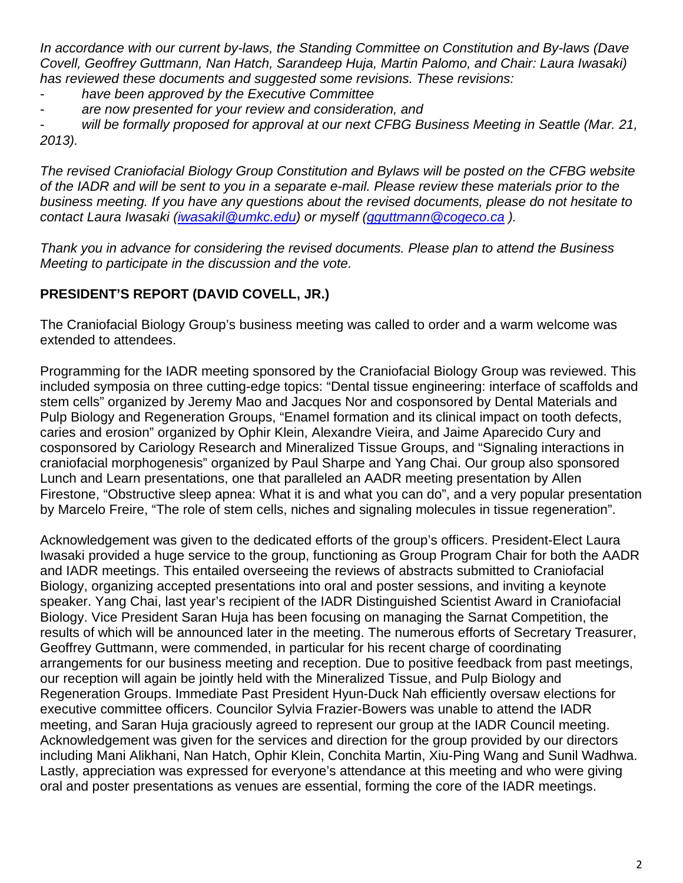*In accordance with our current by-laws, the Standing Committee on Constitution and By-laws (Dave Covell, Geoffrey Guttmann, Nan Hatch, Sarandeep Huja, Martin Palomo, and Chair: Laura Iwasaki) has reviewed these documents and suggested some revisions. These revisions:*

- *have been approved by the Executive Committee*
- *are now presented for your review and consideration, and*
- *will be formally proposed for approval at our next CFBG Business Meeting in Seattle (Mar. 21, 2013).*

*The revised Craniofacial Biology Group Constitution and Bylaws will be posted on the CFBG website of the IADR and will be sent to you in a separate e-mail. Please review these materials prior to the business meeting. If you have any questions about the revised documents, please do not hesitate to contact Laura Iwasaki (iwasakil@umkc.edu) or myself (gguttmann@cogeco.ca ).*

*Thank you in advance for considering the revised documents. Please plan to attend the Business Meeting to participate in the discussion and the vote.*

**PRESIDENT'S REPORT (DAVID COVELL, JR.)**

The Craniofacial Biology Group's business meeting was called to order and a warm welcome was extended to attendees.

Programming for the IADR meeting sponsored by the Craniofacial Biology Group was reviewed. This included symposia on three cutting-edge topics: "Dental tissue engineering: interface of scaffolds and stem cells" organized by Jeremy Mao and Jacques Nor and cosponsored by Dental Materials and Pulp Biology and Regeneration Groups, "Enamel formation and its clinical impact on tooth defects, caries and erosion" organized by Ophir Klein, Alexandre Vieira, and Jaime Aparecido Cury and cosponsored by Cariology Research and Mineralized Tissue Groups, and "Signaling interactions in craniofacial morphogenesis" organized by Paul Sharpe and Yang Chai. Our group also sponsored Lunch and Learn presentations, one that paralleled an AADR meeting presentation by Allen Firestone, "Obstructive sleep apnea: What it is and what you can do", and a very popular presentation by Marcelo Freire, "The role of stem cells, niches and signaling molecules in tissue regeneration".

Acknowledgement was given to the dedicated efforts of the group's officers. President-Elect Laura Iwasaki provided a huge service to the group, functioning as Group Program Chair for both the AADR and IADR meetings. This entailed overseeing the reviews of abstracts submitted to Craniofacial Biology, organizing accepted presentations into oral and poster sessions, and inviting a keynote speaker. Yang Chai, last year's recipient of the IADR Distinguished Scientist Award in Craniofacial Biology. Vice President Saran Huja has been focusing on managing the Sarnat Competition, the results of which will be announced later in the meeting. The numerous efforts of Secretary Treasurer, Geoffrey Guttmann, were commended, in particular for his recent charge of coordinating arrangements for our business meeting and reception. Due to positive feedback from past meetings, our reception will again be jointly held with the Mineralized Tissue, and Pulp Biology and Regeneration Groups. Immediate Past President Hyun-Duck Nah efficiently oversaw elections for executive committee officers. Councilor Sylvia Frazier-Bowers was unable to attend the IADR meeting, and Saran Huja graciously agreed to represent our group at the IADR Council meeting. Acknowledgement was given for the services and direction for the group provided by our directors including Mani Alikhani, Nan Hatch, Ophir Klein, Conchita Martin, Xiu-Ping Wang and Sunil Wadhwa. Lastly, appreciation was expressed for everyone's attendance at this meeting and who were giving oral and poster presentations as venues are essential, forming the core of the IADR meetings.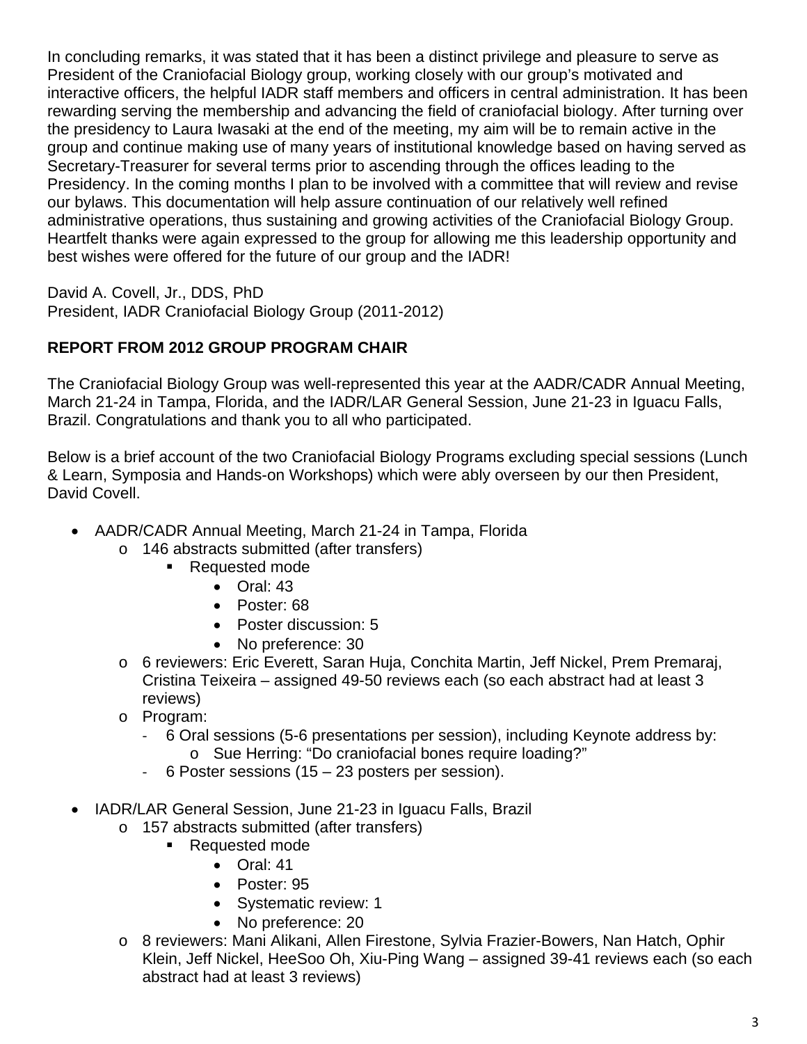In concluding remarks, it was stated that it has been a distinct privilege and pleasure to serve as President of the Craniofacial Biology group, working closely with our group's motivated and interactive officers, the helpful IADR staff members and officers in central administration. It has been rewarding serving the membership and advancing the field of craniofacial biology. After turning over the presidency to Laura Iwasaki at the end of the meeting, my aim will be to remain active in the group and continue making use of many years of institutional knowledge based on having served as Secretary-Treasurer for several terms prior to ascending through the offices leading to the Presidency. In the coming months I plan to be involved with a committee that will review and revise our bylaws. This documentation will help assure continuation of our relatively well refined administrative operations, thus sustaining and growing activities of the Craniofacial Biology Group. Heartfelt thanks were again expressed to the group for allowing me this leadership opportunity and best wishes were offered for the future of our group and the IADR!

David A. Covell, Jr., DDS, PhD
President, IADR Craniofacial Biology Group (2011-2012)

**REPORT FROM 2012 GROUP PROGRAM CHAIR**

The Craniofacial Biology Group was well-represented this year at the AADR/CADR Annual Meeting, March 21-24 in Tampa, Florida, and the IADR/LAR General Session, June 21-23 in Iguacu Falls, Brazil. Congratulations and thank you to all who participated.

Below is a brief account of the two Craniofacial Biology Programs excluding special sessions (Lunch & Learn, Symposia and Hands-on Workshops) which were ably overseen by our then President, David Covell.

- AADR/CADR Annual Meeting, March 21-24 in Tampa, Florida
  - 146 abstracts submitted (after transfers)
    - Requested mode
      - Oral: 43
      - Poster: 68
      - Poster discussion: 5
      - No preference: 30
  - 6 reviewers: Eric Everett, Saran Huja, Conchita Martin, Jeff Nickel, Prem Premaraj, Cristina Teixeira – assigned 49-50 reviews each (so each abstract had at least 3 reviews)
  - Program:
    - 6 Oral sessions (5-6 presentations per session), including Keynote address by:
      - Sue Herring: "Do craniofacial bones require loading?"
    - 6 Poster sessions (15 – 23 posters per session).

- IADR/LAR General Session, June 21-23 in Iguacu Falls, Brazil
  - 157 abstracts submitted (after transfers)
    - Requested mode
      - Oral: 41
      - Poster: 95
      - Systematic review: 1
      - No preference: 20
  - 8 reviewers: Mani Alikani, Allen Firestone, Sylvia Frazier-Bowers, Nan Hatch, Ophir Klein, Jeff Nickel, HeeSoo Oh, Xiu-Ping Wang – assigned 39-41 reviews each (so each abstract had at least 3 reviews)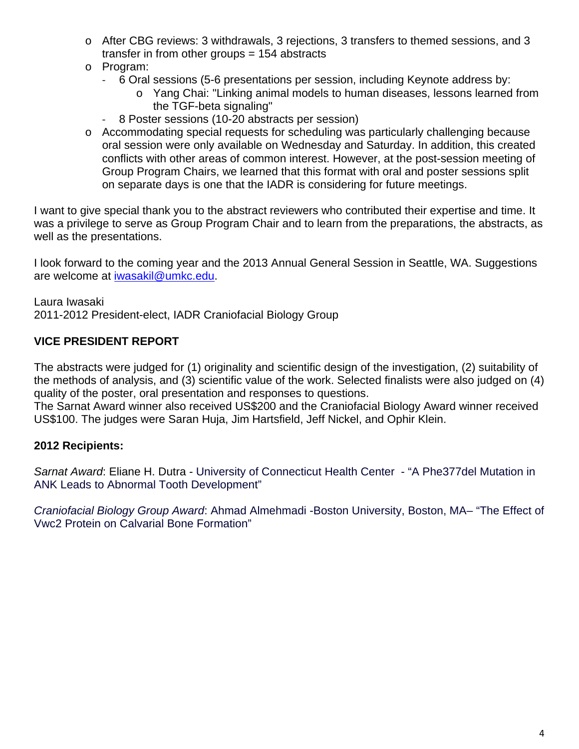- After CBG reviews: 3 withdrawals, 3 rejections, 3 transfers to themed sessions, and 3 transfer in from other groups = 154 abstracts
- Program:
  - 6 Oral sessions (5-6 presentations per session, including Keynote address by:
    - Yang Chai: "Linking animal models to human diseases, lessons learned from the TGF-beta signaling"
  - 8 Poster sessions (10-20 abstracts per session)
- Accommodating special requests for scheduling was particularly challenging because oral session were only available on Wednesday and Saturday. In addition, this created conflicts with other areas of common interest. However, at the post-session meeting of Group Program Chairs, we learned that this format with oral and poster sessions split on separate days is one that the IADR is considering for future meetings.

I want to give special thank you to the abstract reviewers who contributed their expertise and time. It was a privilege to serve as Group Program Chair and to learn from the preparations, the abstracts, as well as the presentations.

I look forward to the coming year and the 2013 Annual General Session in Seattle, WA. Suggestions are welcome at iwasakil@umkc.edu.

Laura Iwasaki
2011-2012 President-elect, IADR Craniofacial Biology Group

**VICE PRESIDENT REPORT**

The abstracts were judged for (1) originality and scientific design of the investigation, (2) suitability of the methods of analysis, and (3) scientific value of the work. Selected finalists were also judged on (4) quality of the poster, oral presentation and responses to questions.
The Sarnat Award winner also received US$200 and the Craniofacial Biology Award winner received US$100. The judges were Saran Huja, Jim Hartsfield, Jeff Nickel, and Ophir Klein.

**2012 Recipients:**

*Sarnat Award*: Eliane H. Dutra - University of Connecticut Health Center - “A Phe377del Mutation in ANK Leads to Abnormal Tooth Development”

*Craniofacial Biology Group Award*: Ahmad Almehmadi -Boston University, Boston, MA– “The Effect of Vwc2 Protein on Calvarial Bone Formation”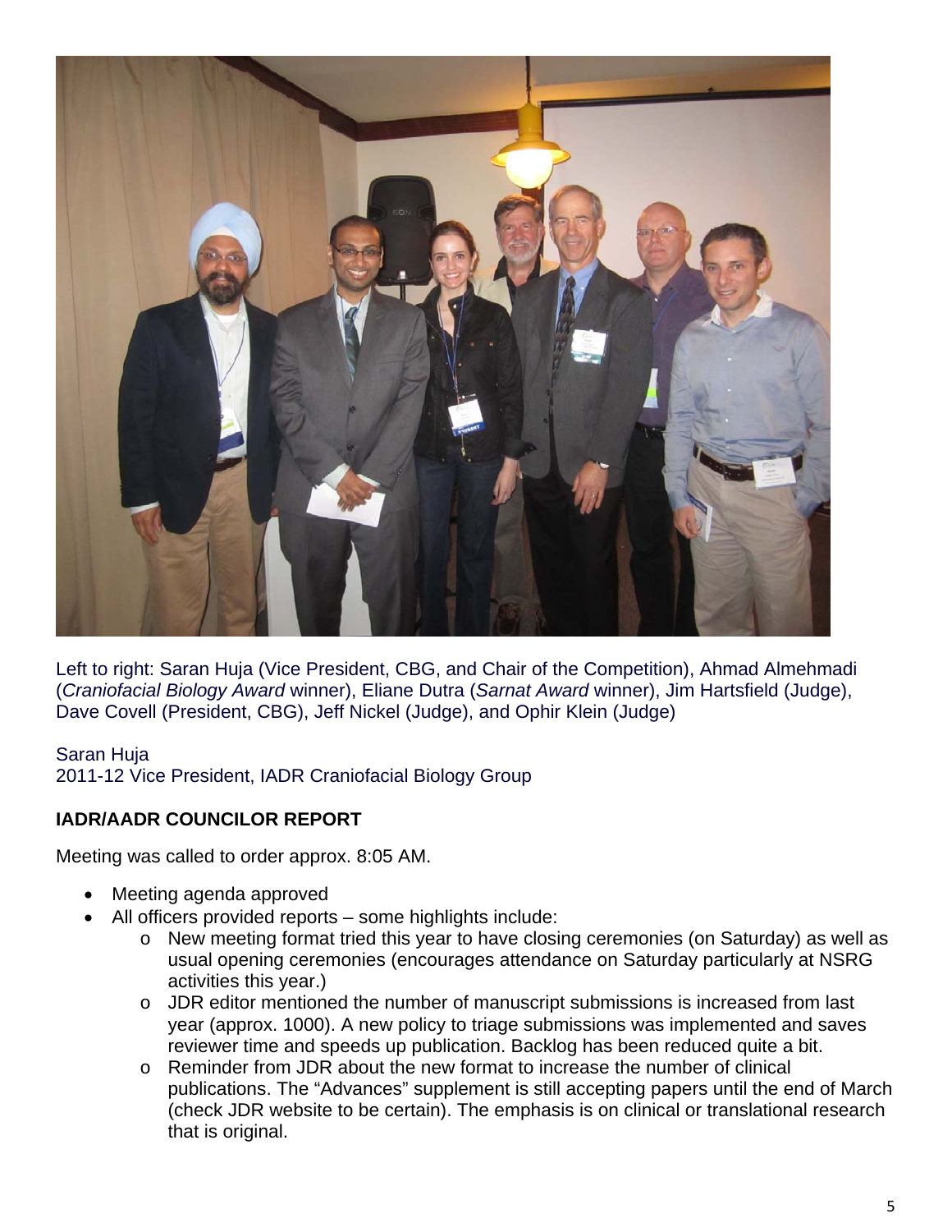Left to right: Saran Huja (Vice President, CBG, and Chair of the Competition), Ahmad Almehmadi (*Craniofacial Biology Award* winner), Eliane Dutra (*Sarnat Award* winner), Jim Hartsfield (Judge), Dave Covell (President, CBG), Jeff Nickel (Judge), and Ophir Klein (Judge)

Saran Huja
2011-12 Vice President, IADR Craniofacial Biology Group

**IADR/AADR COUNCILOR REPORT**

Meeting was called to order approx. 8:05 AM.

- Meeting agenda approved
- All officers provided reports – some highlights include:
    - New meeting format tried this year to have closing ceremonies (on Saturday) as well as usual opening ceremonies (encourages attendance on Saturday particularly at NSRG activities this year.)
    - JDR editor mentioned the number of manuscript submissions is increased from last year (approx. 1000). A new policy to triage submissions was implemented and saves reviewer time and speeds up publication. Backlog has been reduced quite a bit.
    - Reminder from JDR about the new format to increase the number of clinical publications. The "Advances" supplement is still accepting papers until the end of March (check JDR website to be certain). The emphasis is on clinical or translational research that is original.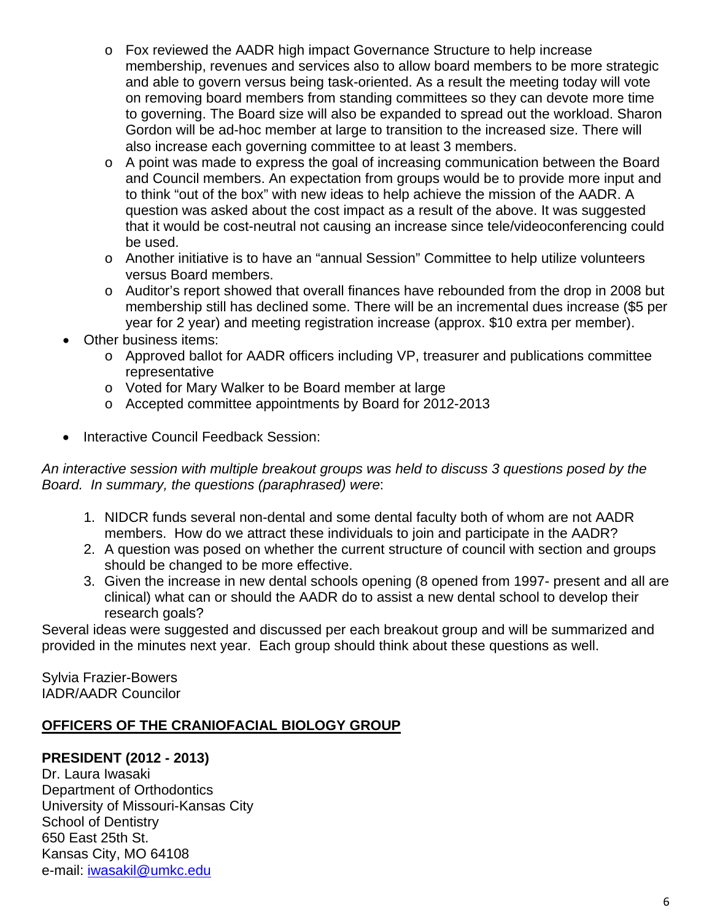- Fox reviewed the AADR high impact Governance Structure to help increase membership, revenues and services also to allow board members to be more strategic and able to govern versus being task-oriented. As a result the meeting today will vote on removing board members from standing committees so they can devote more time to governing. The Board size will also be expanded to spread out the workload. Sharon Gordon will be ad-hoc member at large to transition to the increased size. There will also increase each governing committee to at least 3 members.
  - A point was made to express the goal of increasing communication between the Board and Council members. An expectation from groups would be to provide more input and to think "out of the box" with new ideas to help achieve the mission of the AADR. A question was asked about the cost impact as a result of the above. It was suggested that it would be cost-neutral not causing an increase since tele/videoconferencing could be used.
  - Another initiative is to have an "annual Session" Committee to help utilize volunteers versus Board members.
  - Auditor's report showed that overall finances have rebounded from the drop in 2008 but membership still has declined some. There will be an incremental dues increase ($5 per year for 2 year) and meeting registration increase (approx. $10 extra per member).
- Other business items:
  - Approved ballot for AADR officers including VP, treasurer and publications committee representative
  - Voted for Mary Walker to be Board member at large
  - Accepted committee appointments by Board for 2012-2013

- Interactive Council Feedback Session:

*An interactive session with multiple breakout groups was held to discuss 3 questions posed by the Board. In summary, the questions (paraphrased) were*:

1. NIDCR funds several non-dental and some dental faculty both of whom are not AADR members. How do we attract these individuals to join and participate in the AADR?
2. A question was posed on whether the current structure of council with section and groups should be changed to be more effective.
3. Given the increase in new dental schools opening (8 opened from 1997- present and all are clinical) what can or should the AADR do to assist a new dental school to develop their research goals?

Several ideas were suggested and discussed per each breakout group and will be summarized and provided in the minutes next year. Each group should think about these questions as well.

Sylvia Frazier-Bowers
IADR/AADR Councilor

## OFFICERS OF THE CRANIOFACIAL BIOLOGY GROUP

**PRESIDENT (2012 - 2013)**
Dr. Laura Iwasaki
Department of Orthodontics
University of Missouri-Kansas City
School of Dentistry
650 East 25th St.
Kansas City, MO 64108
e-mail: iwasakil@umkc.edu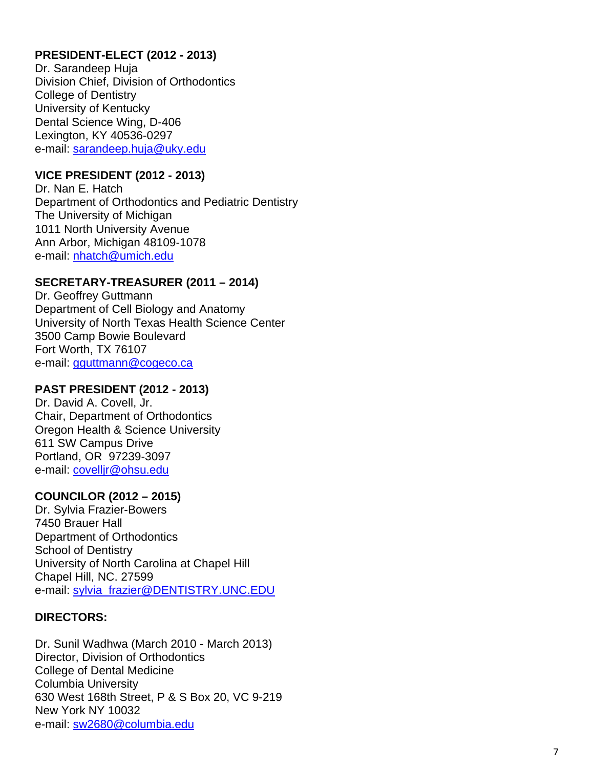**PRESIDENT-ELECT (2012 - 2013)**
Dr. Sarandeep Huja
Division Chief, Division of Orthodontics
College of Dentistry
University of Kentucky
Dental Science Wing, D-406
Lexington, KY 40536-0297
e-mail: sarandeep.huja@uky.edu

**VICE PRESIDENT (2012 - 2013)**
Dr. Nan E. Hatch
Department of Orthodontics and Pediatric Dentistry
The University of Michigan
1011 North University Avenue
Ann Arbor, Michigan 48109-1078
e-mail: nhatch@umich.edu

**SECRETARY-TREASURER (2011 – 2014)**
Dr. Geoffrey Guttmann
Department of Cell Biology and Anatomy
University of North Texas Health Science Center
3500 Camp Bowie Boulevard
Fort Worth, TX 76107
e-mail: gguttmann@cogeco.ca

**PAST PRESIDENT (2012 - 2013)**
Dr. David A. Covell, Jr.
Chair, Department of Orthodontics
Oregon Health & Science University
611 SW Campus Drive
Portland, OR 97239-3097
e-mail: covelljr@ohsu.edu

**COUNCILOR (2012 – 2015)**
Dr. Sylvia Frazier-Bowers
7450 Brauer Hall
Department of Orthodontics
School of Dentistry
University of North Carolina at Chapel Hill
Chapel Hill, NC. 27599
e-mail: sylvia_frazier@DENTISTRY.UNC.EDU

**DIRECTORS:**

Dr. Sunil Wadhwa (March 2010 - March 2013)
Director, Division of Orthodontics
College of Dental Medicine
Columbia University
630 West 168th Street, P & S Box 20, VC 9-219
New York NY 10032
e-mail: sw2680@columbia.edu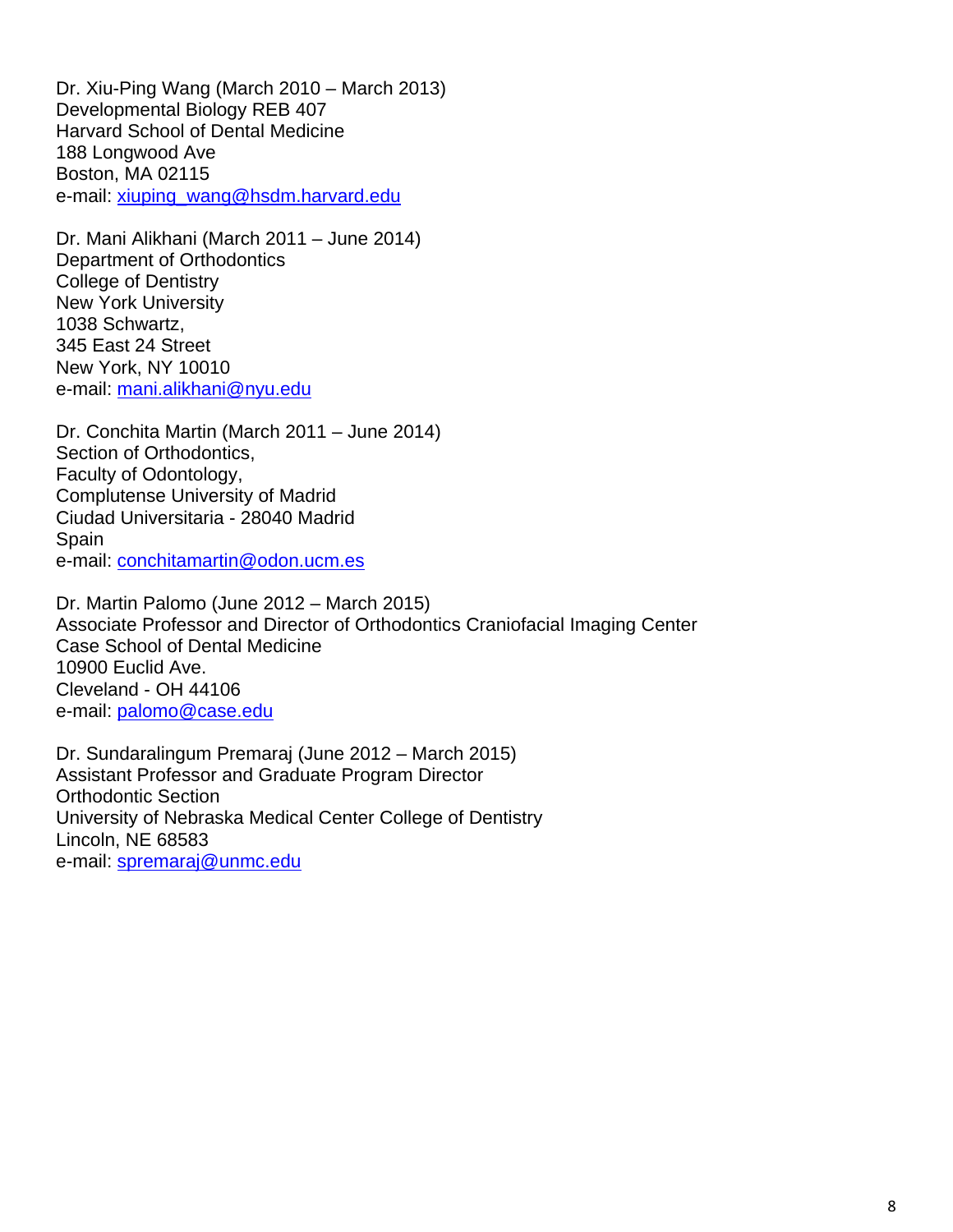Dr. Xiu-Ping Wang (March 2010 – March 2013)
Developmental Biology REB 407
Harvard School of Dental Medicine
188 Longwood Ave
Boston, MA 02115
e-mail: xiuping_wang@hsdm.harvard.edu

Dr. Mani Alikhani (March 2011 – June 2014)
Department of Orthodontics
College of Dentistry
New York University
1038 Schwartz,
345 East 24 Street
New York, NY 10010
e-mail: mani.alikhani@nyu.edu

Dr. Conchita Martin (March 2011 – June 2014)
Section of Orthodontics,
Faculty of Odontology,
Complutense University of Madrid
Ciudad Universitaria - 28040 Madrid
Spain
e-mail: conchitamartin@odon.ucm.es

Dr. Martin Palomo (June 2012 – March 2015)
Associate Professor and Director of Orthodontics Craniofacial Imaging Center
Case School of Dental Medicine
10900 Euclid Ave.
Cleveland - OH 44106
e-mail: palomo@case.edu

Dr. Sundaralingum Premaraj (June 2012 – March 2015)
Assistant Professor and Graduate Program Director
Orthodontic Section
University of Nebraska Medical Center College of Dentistry
Lincoln, NE 68583
e-mail: spremaraj@unmc.edu